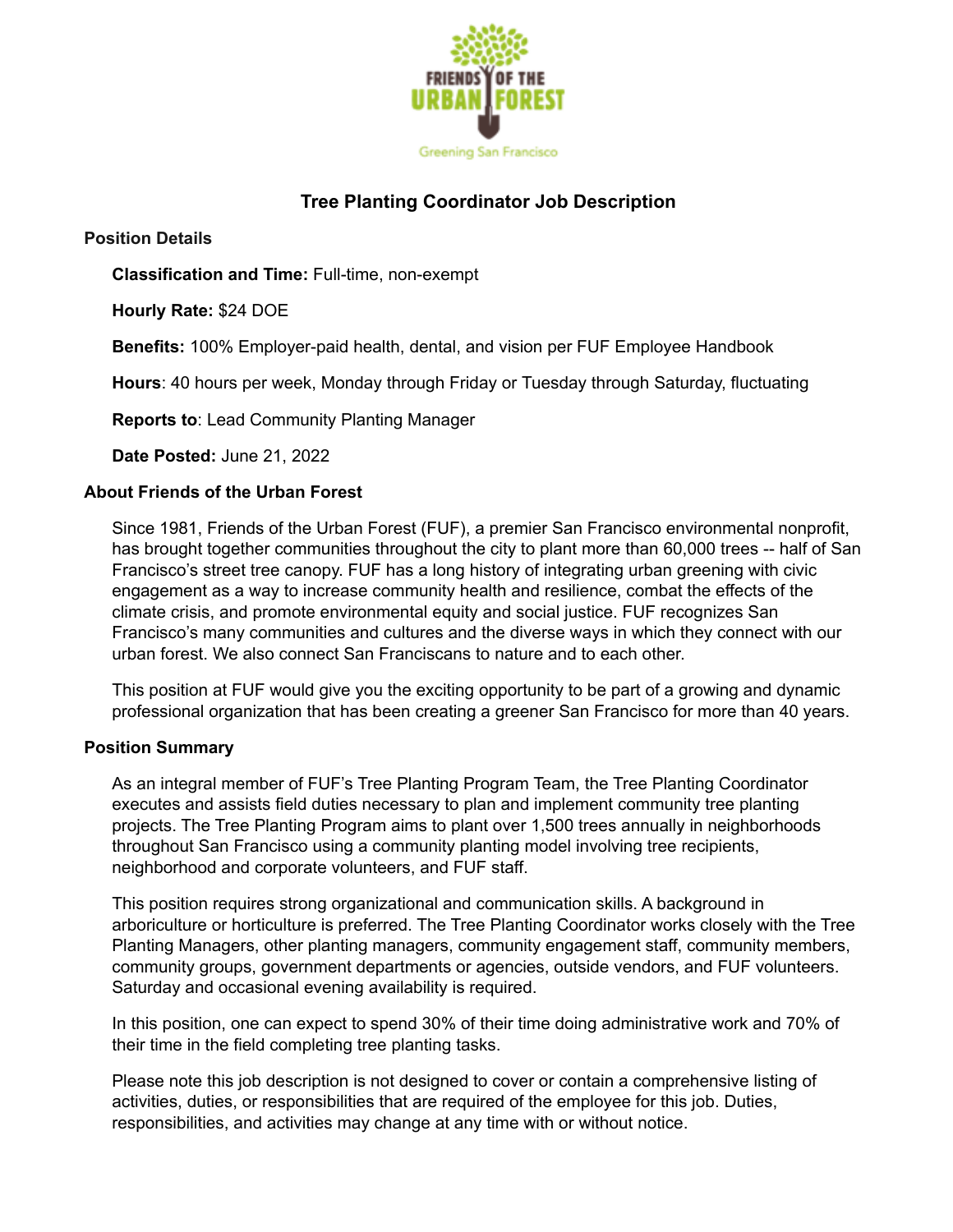FRIENDS OF THE URBAN FOREST

Greening San Francisco

# Tree Planting Coordinator Job Description

## Position Details

**Classification and Time:** Full-time, non-exempt

**Hourly Rate:** $24 DOE

**Benefits:** 100% Employer-paid health, dental, and vision per FUF Employee Handbook

**Hours**: 40 hours per week, Monday through Friday or Tuesday through Saturday, fluctuating

**Reports to**: Lead Community Planting Manager

**Date Posted:** June 21, 2022

## About Friends of the Urban Forest

Since 1981, Friends of the Urban Forest (FUF), a premier San Francisco environmental nonprofit, has brought together communities throughout the city to plant more than 60,000 trees -- half of San Francisco's street tree canopy. FUF has a long history of integrating urban greening with civic engagement as a way to increase community health and resilience, combat the effects of the climate crisis, and promote environmental equity and social justice. FUF recognizes San Francisco's many communities and cultures and the diverse ways in which they connect with our urban forest. We also connect San Franciscans to nature and to each other.

This position at FUF would give you the exciting opportunity to be part of a growing and dynamic professional organization that has been creating a greener San Francisco for more than 40 years.

## Position Summary

As an integral member of FUF's Tree Planting Program Team, the Tree Planting Coordinator executes and assists field duties necessary to plan and implement community tree planting projects. The Tree Planting Program aims to plant over 1,500 trees annually in neighborhoods throughout San Francisco using a community planting model involving tree recipients, neighborhood and corporate volunteers, and FUF staff.

This position requires strong organizational and communication skills. A background in arboriculture or horticulture is preferred. The Tree Planting Coordinator works closely with the Tree Planting Managers, other planting managers, community engagement staff, community members, community groups, government departments or agencies, outside vendors, and FUF volunteers. Saturday and occasional evening availability is required.

In this position, one can expect to spend 30% of their time doing administrative work and 70% of their time in the field completing tree planting tasks.

Please note this job description is not designed to cover or contain a comprehensive listing of activities, duties, or responsibilities that are required of the employee for this job. Duties, responsibilities, and activities may change at any time with or without notice.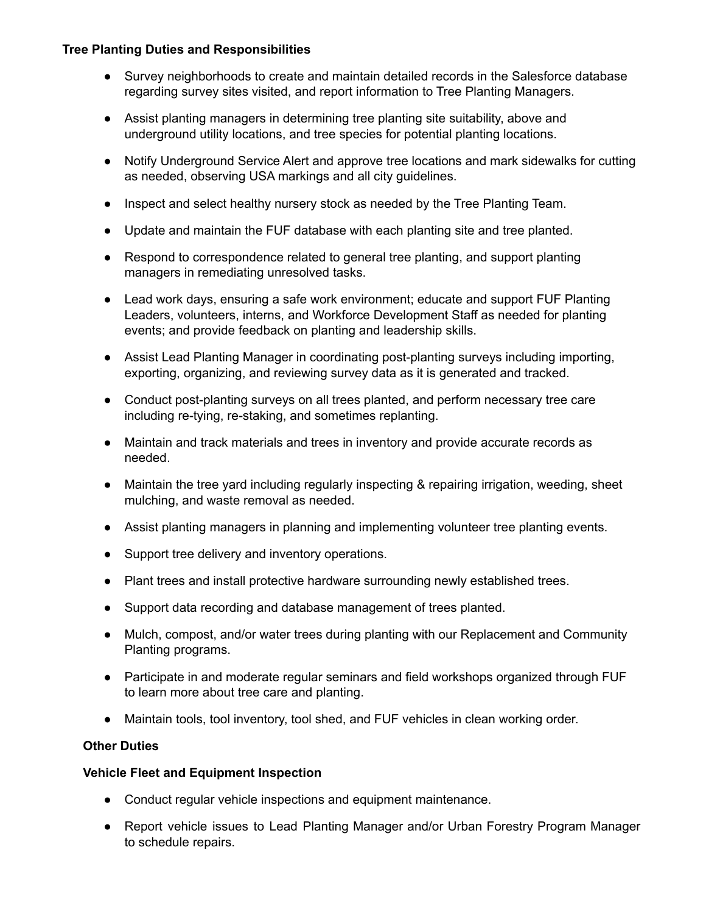**Tree Planting Duties and Responsibilities**

- Survey neighborhoods to create and maintain detailed records in the Salesforce database regarding survey sites visited, and report information to Tree Planting Managers.
- Assist planting managers in determining tree planting site suitability, above and underground utility locations, and tree species for potential planting locations.
- Notify Underground Service Alert and approve tree locations and mark sidewalks for cutting as needed, observing USA markings and all city guidelines.
- Inspect and select healthy nursery stock as needed by the Tree Planting Team.
- Update and maintain the FUF database with each planting site and tree planted.
- Respond to correspondence related to general tree planting, and support planting managers in remediating unresolved tasks.
- Lead work days, ensuring a safe work environment; educate and support FUF Planting Leaders, volunteers, interns, and Workforce Development Staff as needed for planting events; and provide feedback on planting and leadership skills.
- Assist Lead Planting Manager in coordinating post-planting surveys including importing, exporting, organizing, and reviewing survey data as it is generated and tracked.
- Conduct post-planting surveys on all trees planted, and perform necessary tree care including re-tying, re-staking, and sometimes replanting.
- Maintain and track materials and trees in inventory and provide accurate records as needed.
- Maintain the tree yard including regularly inspecting & repairing irrigation, weeding, sheet mulching, and waste removal as needed.
- Assist planting managers in planning and implementing volunteer tree planting events.
- Support tree delivery and inventory operations.
- Plant trees and install protective hardware surrounding newly established trees.
- Support data recording and database management of trees planted.
- Mulch, compost, and/or water trees during planting with our Replacement and Community Planting programs.
- Participate in and moderate regular seminars and field workshops organized through FUF to learn more about tree care and planting.
- Maintain tools, tool inventory, tool shed, and FUF vehicles in clean working order.

**Other Duties**

**Vehicle Fleet and Equipment Inspection**

- Conduct regular vehicle inspections and equipment maintenance.
- Report vehicle issues to Lead Planting Manager and/or Urban Forestry Program Manager to schedule repairs.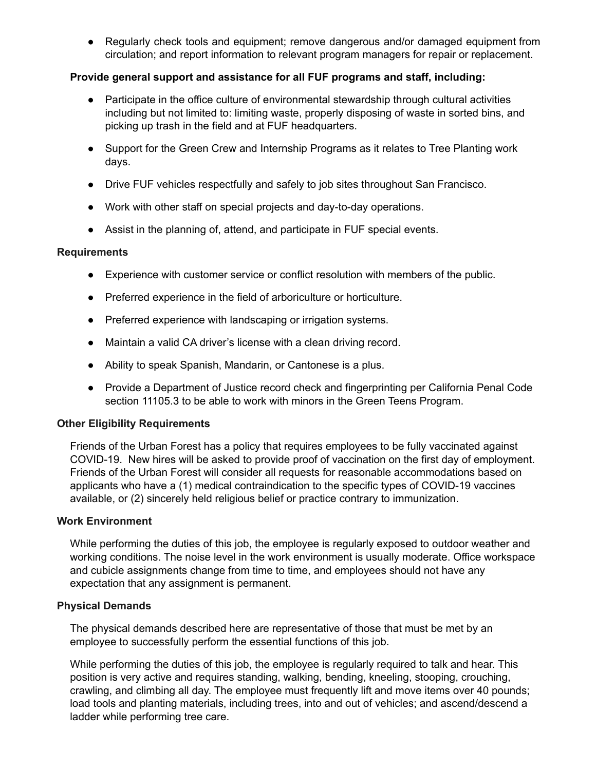- Regularly check tools and equipment; remove dangerous and/or damaged equipment from circulation; and report information to relevant program managers for repair or replacement.

**Provide general support and assistance for all FUF programs and staff, including:**

- Participate in the office culture of environmental stewardship through cultural activities including but not limited to: limiting waste, properly disposing of waste in sorted bins, and picking up trash in the field and at FUF headquarters.
- Support for the Green Crew and Internship Programs as it relates to Tree Planting work days.
- Drive FUF vehicles respectfully and safely to job sites throughout San Francisco.
- Work with other staff on special projects and day-to-day operations.
- Assist in the planning of, attend, and participate in FUF special events.

### Requirements

- Experience with customer service or conflict resolution with members of the public.
- Preferred experience in the field of arboriculture or horticulture.
- Preferred experience with landscaping or irrigation systems.
- Maintain a valid CA driver's license with a clean driving record.
- Ability to speak Spanish, Mandarin, or Cantonese is a plus.
- Provide a Department of Justice record check and fingerprinting per California Penal Code section 11105.3 to be able to work with minors in the Green Teens Program.

### Other Eligibility Requirements

Friends of the Urban Forest has a policy that requires employees to be fully vaccinated against COVID-19. New hires will be asked to provide proof of vaccination on the first day of employment. Friends of the Urban Forest will consider all requests for reasonable accommodations based on applicants who have a (1) medical contraindication to the specific types of COVID-19 vaccines available, or (2) sincerely held religious belief or practice contrary to immunization.

### Work Environment

While performing the duties of this job, the employee is regularly exposed to outdoor weather and working conditions. The noise level in the work environment is usually moderate. Office workspace and cubicle assignments change from time to time, and employees should not have any expectation that any assignment is permanent.

### Physical Demands

The physical demands described here are representative of those that must be met by an employee to successfully perform the essential functions of this job.

While performing the duties of this job, the employee is regularly required to talk and hear. This position is very active and requires standing, walking, bending, kneeling, stooping, crouching, crawling, and climbing all day. The employee must frequently lift and move items over 40 pounds; load tools and planting materials, including trees, into and out of vehicles; and ascend/descend a ladder while performing tree care.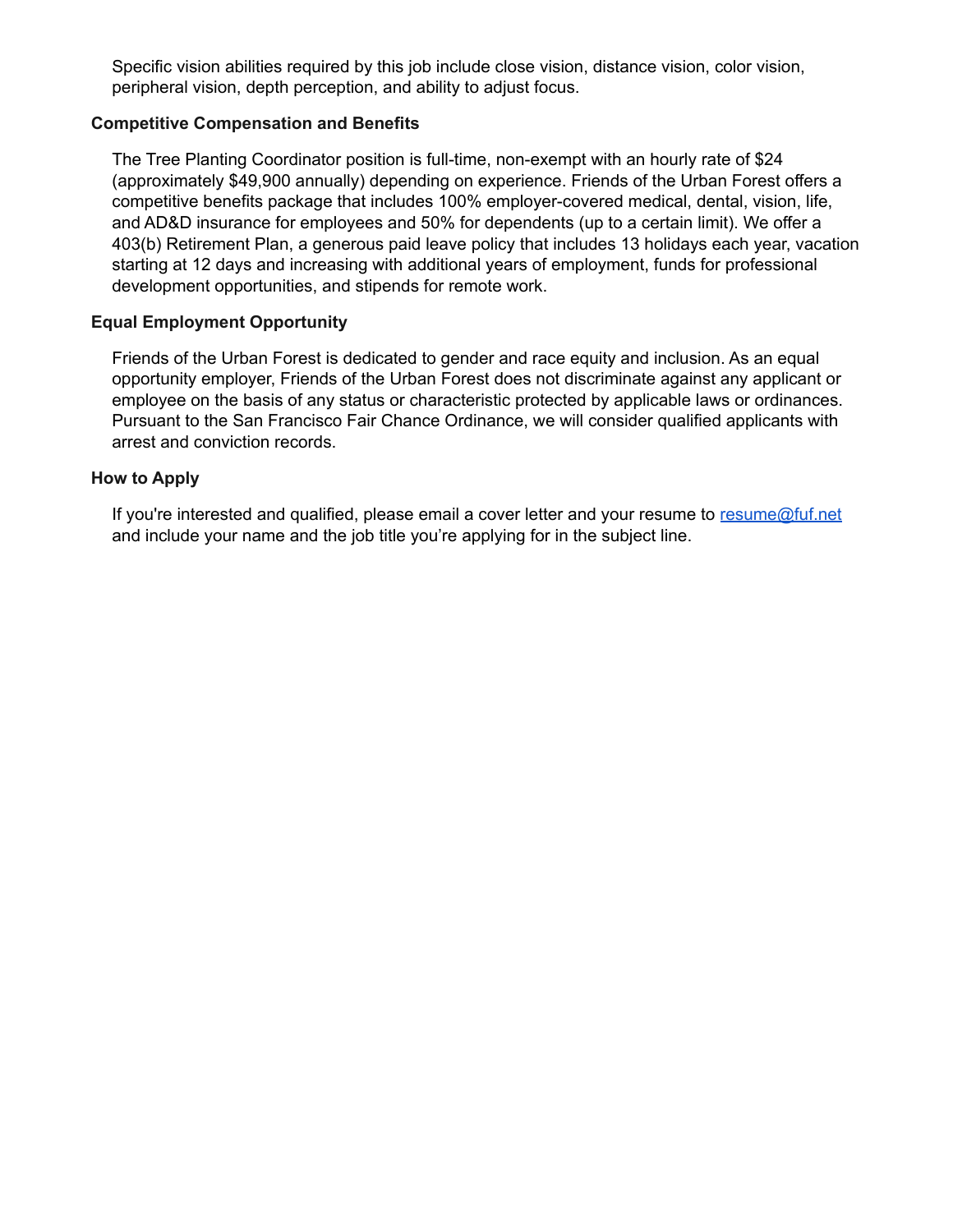Specific vision abilities required by this job include close vision, distance vision, color vision, peripheral vision, depth perception, and ability to adjust focus.

### Competitive Compensation and Benefits

The Tree Planting Coordinator position is full-time, non-exempt with an hourly rate of $24 (approximately $49,900 annually) depending on experience. Friends of the Urban Forest offers a competitive benefits package that includes 100% employer-covered medical, dental, vision, life, and AD&D insurance for employees and 50% for dependents (up to a certain limit). We offer a 403(b) Retirement Plan, a generous paid leave policy that includes 13 holidays each year, vacation starting at 12 days and increasing with additional years of employment, funds for professional development opportunities, and stipends for remote work.

### Equal Employment Opportunity

Friends of the Urban Forest is dedicated to gender and race equity and inclusion. As an equal opportunity employer, Friends of the Urban Forest does not discriminate against any applicant or employee on the basis of any status or characteristic protected by applicable laws or ordinances. Pursuant to the San Francisco Fair Chance Ordinance, we will consider qualified applicants with arrest and conviction records.

### How to Apply

If you're interested and qualified, please email a cover letter and your resume to [resume@fuf.net](mailto:resume@fuf.net) and include your name and the job title you're applying for in the subject line.